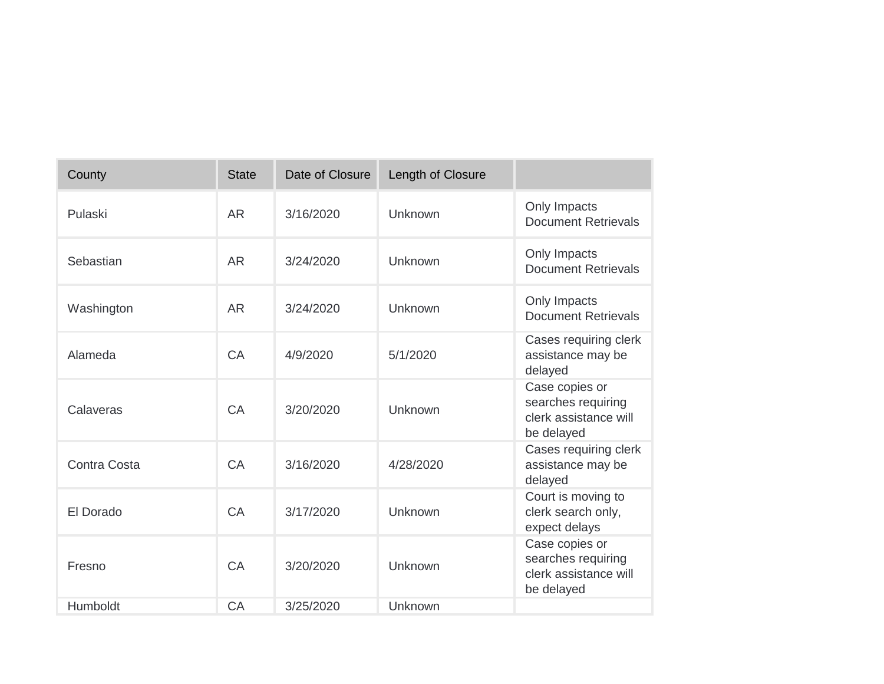| County | State | Date of Closure | Length of Closure | |
|---|---|---|---|---|
| Pulaski | AR | 3/16/2020 | Unknown | Only Impacts Document Retrievals |
| Sebastian | AR | 3/24/2020 | Unknown | Only Impacts Document Retrievals |
| Washington | AR | 3/24/2020 | Unknown | Only Impacts Document Retrievals |
| Alameda | CA | 4/9/2020 | 5/1/2020 | Cases requiring clerk assistance may be delayed |
| Calaveras | CA | 3/20/2020 | Unknown | Case copies or searches requiring clerk assistance will be delayed |
| Contra Costa | CA | 3/16/2020 | 4/28/2020 | Cases requiring clerk assistance may be delayed |
| El Dorado | CA | 3/17/2020 | Unknown | Court is moving to clerk search only, expect delays |
| Fresno | CA | 3/20/2020 | Unknown | Case copies or searches requiring clerk assistance will be delayed |
| Humboldt | CA | 3/25/2020 | Unknown | |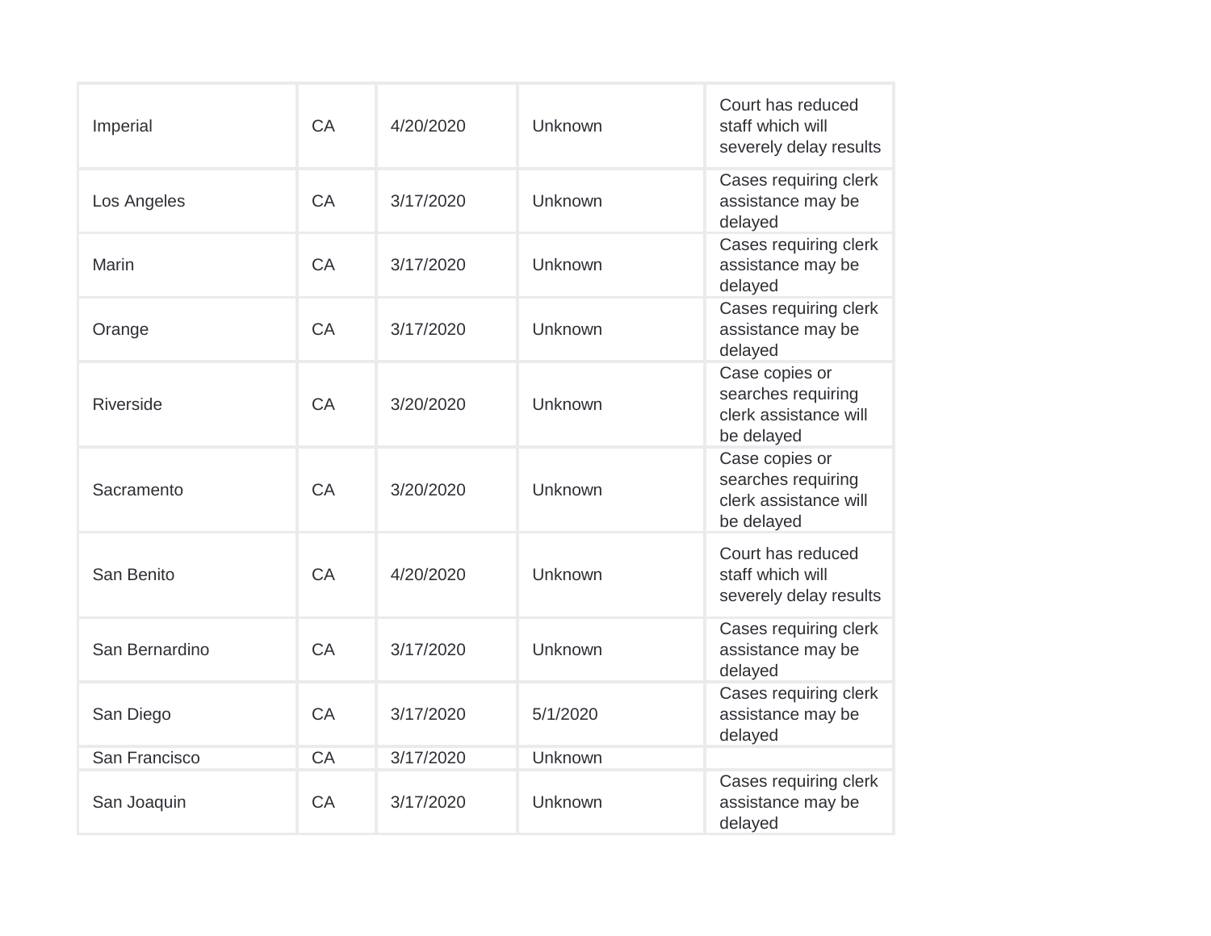| | | | | |
|---|---|---|---|---|
| Imperial | CA | 4/20/2020 | Unknown | Court has reduced staff which will severely delay results |
| Los Angeles | CA | 3/17/2020 | Unknown | Cases requiring clerk assistance may be delayed |
| Marin | CA | 3/17/2020 | Unknown | Cases requiring clerk assistance may be delayed |
| Orange | CA | 3/17/2020 | Unknown | Cases requiring clerk assistance may be delayed |
| Riverside | CA | 3/20/2020 | Unknown | Case copies or searches requiring clerk assistance will be delayed |
| Sacramento | CA | 3/20/2020 | Unknown | Case copies or searches requiring clerk assistance will be delayed |
| San Benito | CA | 4/20/2020 | Unknown | Court has reduced staff which will severely delay results |
| San Bernardino | CA | 3/17/2020 | Unknown | Cases requiring clerk assistance may be delayed |
| San Diego | CA | 3/17/2020 | 5/1/2020 | Cases requiring clerk assistance may be delayed |
| San Francisco | CA | 3/17/2020 | Unknown | |
| San Joaquin | CA | 3/17/2020 | Unknown | Cases requiring clerk assistance may be delayed |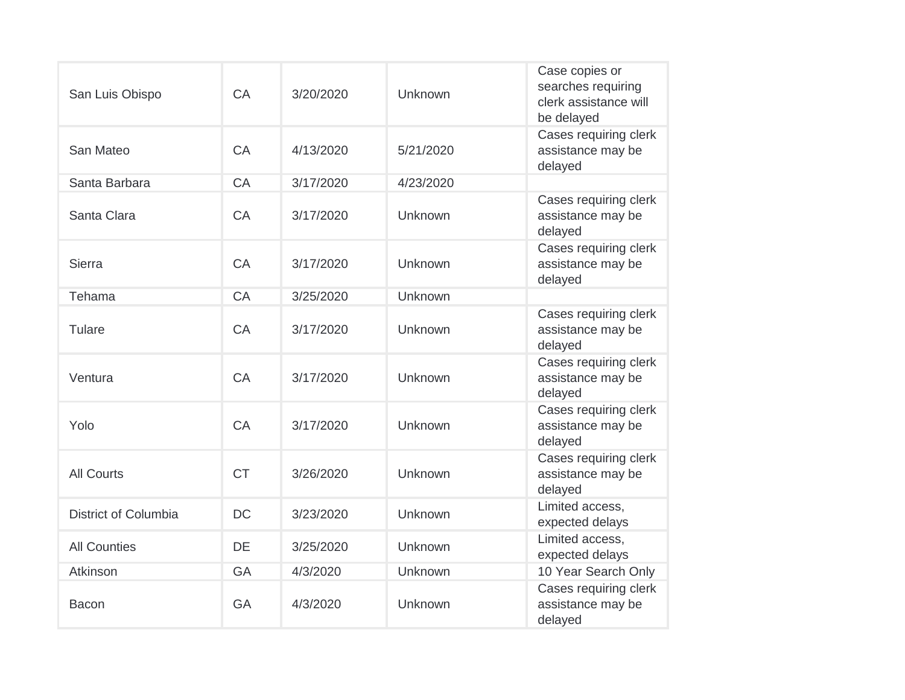| | | | | |
|---|---|---|---|---|
| San Luis Obispo | CA | 3/20/2020 | Unknown | Case copies or searches requiring clerk assistance will be delayed |
| San Mateo | CA | 4/13/2020 | 5/21/2020 | Cases requiring clerk assistance may be delayed |
| Santa Barbara | CA | 3/17/2020 | 4/23/2020 | |
| Santa Clara | CA | 3/17/2020 | Unknown | Cases requiring clerk assistance may be delayed |
| Sierra | CA | 3/17/2020 | Unknown | Cases requiring clerk assistance may be delayed |
| Tehama | CA | 3/25/2020 | Unknown | |
| Tulare | CA | 3/17/2020 | Unknown | Cases requiring clerk assistance may be delayed |
| Ventura | CA | 3/17/2020 | Unknown | Cases requiring clerk assistance may be delayed |
| Yolo | CA | 3/17/2020 | Unknown | Cases requiring clerk assistance may be delayed |
| All Courts | CT | 3/26/2020 | Unknown | Cases requiring clerk assistance may be delayed |
| District of Columbia | DC | 3/23/2020 | Unknown | Limited access, expected delays |
| All Counties | DE | 3/25/2020 | Unknown | Limited access, expected delays |
| Atkinson | GA | 4/3/2020 | Unknown | 10 Year Search Only |
| Bacon | GA | 4/3/2020 | Unknown | Cases requiring clerk assistance may be delayed |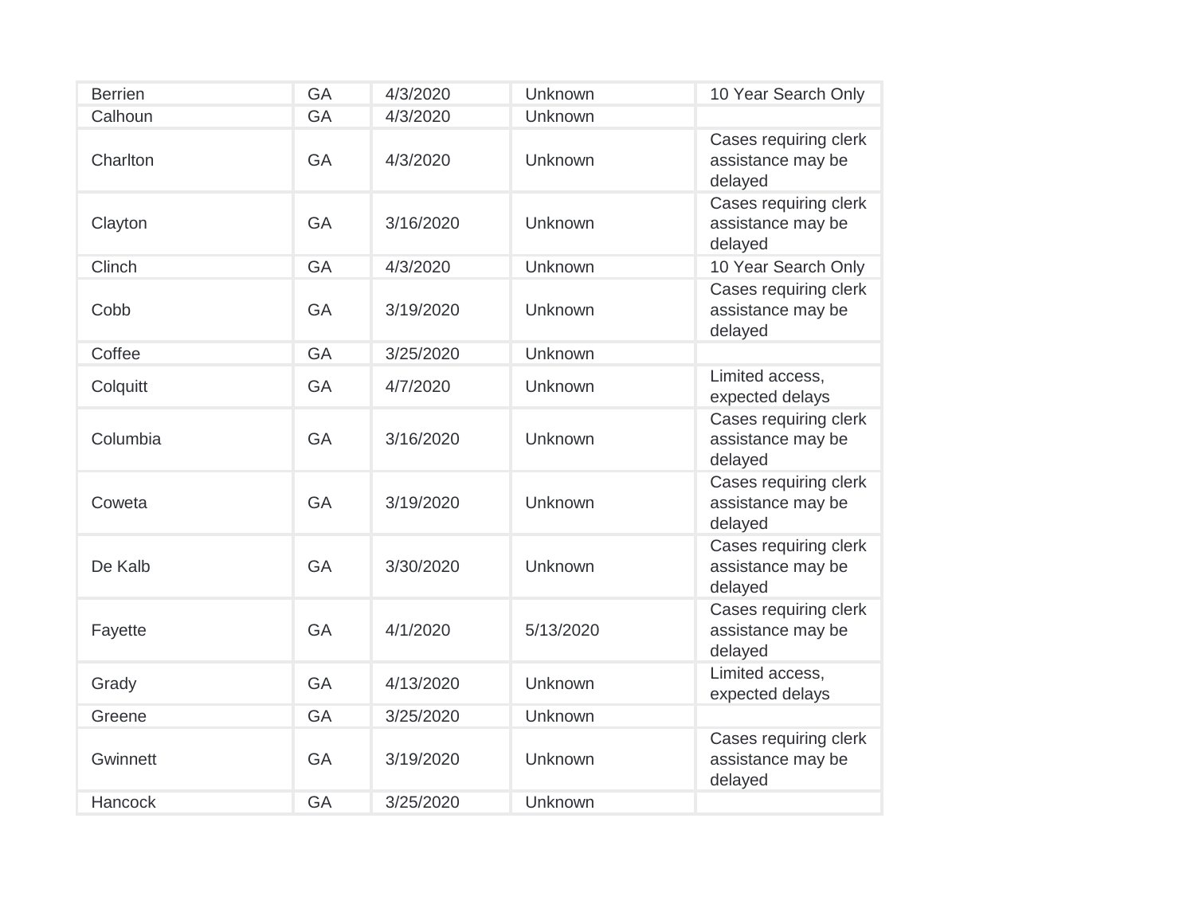| | | | | |
|---|---|---|---|---|
| Berrien | GA | 4/3/2020 | Unknown | 10 Year Search Only |
| Calhoun | GA | 4/3/2020 | Unknown | |
| Charlton | GA | 4/3/2020 | Unknown | Cases requiring clerk assistance may be delayed |
| Clayton | GA | 3/16/2020 | Unknown | Cases requiring clerk assistance may be delayed |
| Clinch | GA | 4/3/2020 | Unknown | 10 Year Search Only |
| Cobb | GA | 3/19/2020 | Unknown | Cases requiring clerk assistance may be delayed |
| Coffee | GA | 3/25/2020 | Unknown | |
| Colquitt | GA | 4/7/2020 | Unknown | Limited access, expected delays |
| Columbia | GA | 3/16/2020 | Unknown | Cases requiring clerk assistance may be delayed |
| Coweta | GA | 3/19/2020 | Unknown | Cases requiring clerk assistance may be delayed |
| De Kalb | GA | 3/30/2020 | Unknown | Cases requiring clerk assistance may be delayed |
| Fayette | GA | 4/1/2020 | 5/13/2020 | Cases requiring clerk assistance may be delayed |
| Grady | GA | 4/13/2020 | Unknown | Limited access, expected delays |
| Greene | GA | 3/25/2020 | Unknown | |
| Gwinnett | GA | 3/19/2020 | Unknown | Cases requiring clerk assistance may be delayed |
| Hancock | GA | 3/25/2020 | Unknown | |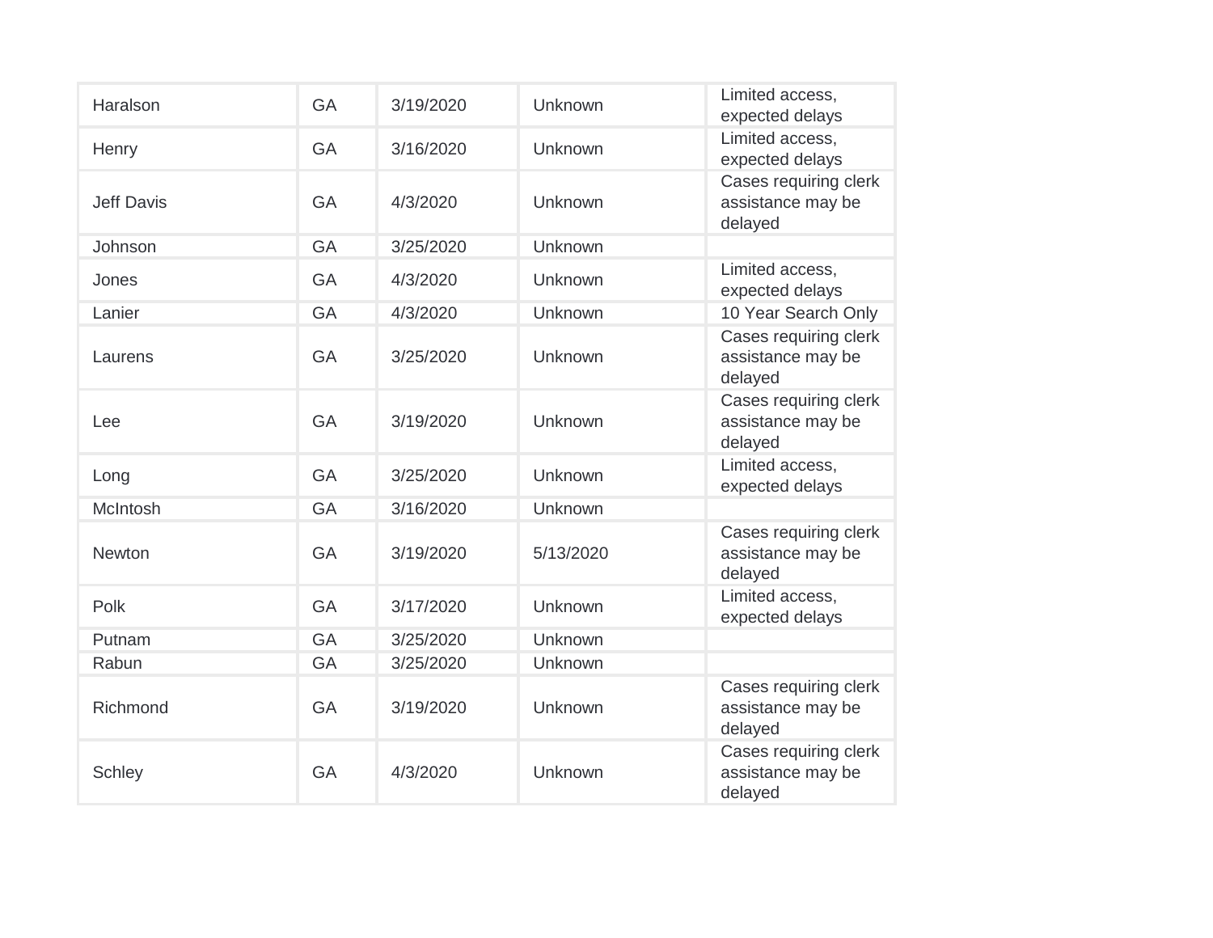| | | | | |
|---|---|---|---|---|
| Haralson | GA | 3/19/2020 | Unknown | Limited access, expected delays |
| Henry | GA | 3/16/2020 | Unknown | Limited access, expected delays |
| Jeff Davis | GA | 4/3/2020 | Unknown | Cases requiring clerk assistance may be delayed |
| Johnson | GA | 3/25/2020 | Unknown | |
| Jones | GA | 4/3/2020 | Unknown | Limited access, expected delays |
| Lanier | GA | 4/3/2020 | Unknown | 10 Year Search Only |
| Laurens | GA | 3/25/2020 | Unknown | Cases requiring clerk assistance may be delayed |
| Lee | GA | 3/19/2020 | Unknown | Cases requiring clerk assistance may be delayed |
| Long | GA | 3/25/2020 | Unknown | Limited access, expected delays |
| McIntosh | GA | 3/16/2020 | Unknown | |
| Newton | GA | 3/19/2020 | 5/13/2020 | Cases requiring clerk assistance may be delayed |
| Polk | GA | 3/17/2020 | Unknown | Limited access, expected delays |
| Putnam | GA | 3/25/2020 | Unknown | |
| Rabun | GA | 3/25/2020 | Unknown | |
| Richmond | GA | 3/19/2020 | Unknown | Cases requiring clerk assistance may be delayed |
| Schley | GA | 4/3/2020 | Unknown | Cases requiring clerk assistance may be delayed |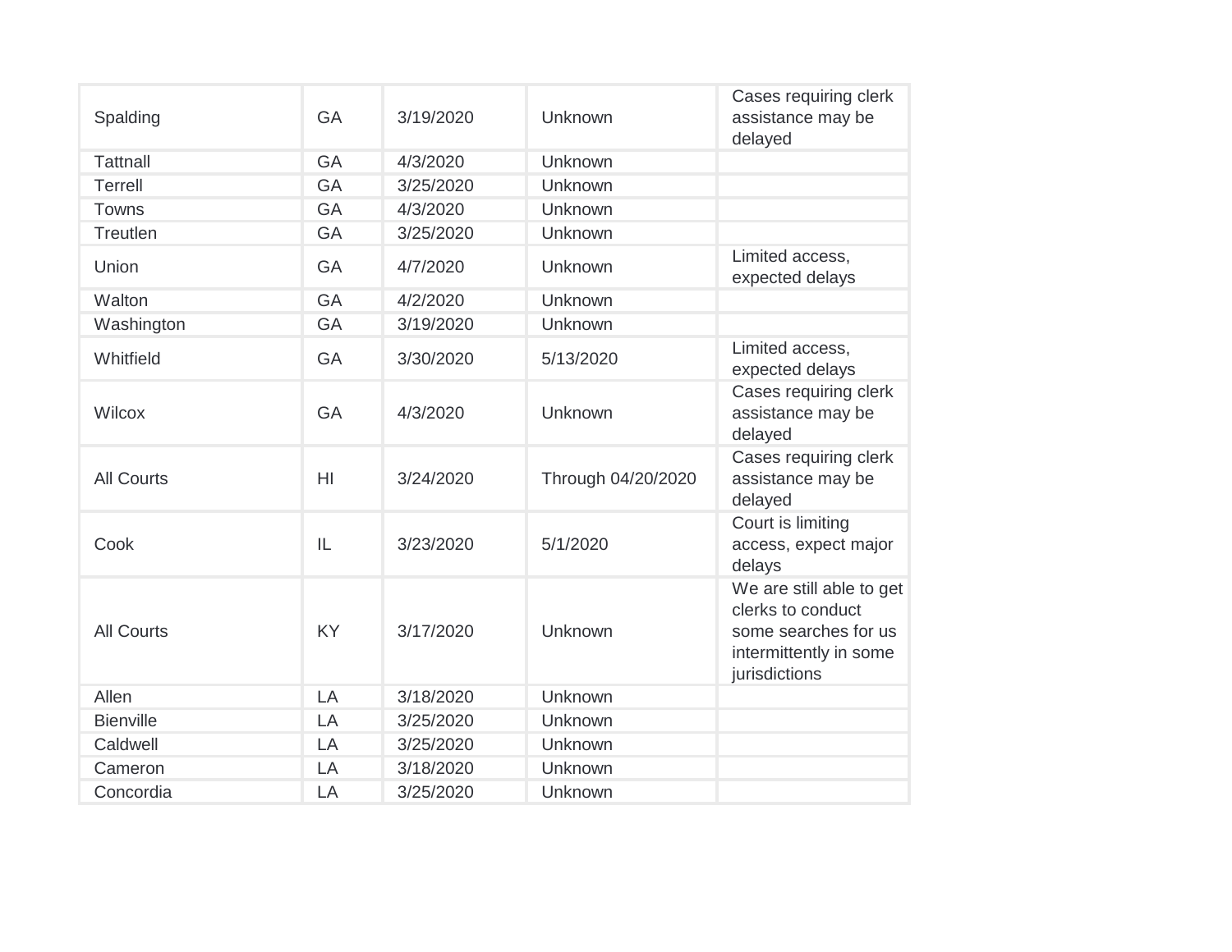| Spalding | GA | 3/19/2020 | Unknown | Cases requiring clerk assistance may be delayed |
|---|---|---|---|---|
| Tattnall | GA | 4/3/2020 | Unknown | |
| Terrell | GA | 3/25/2020 | Unknown | |
| Towns | GA | 4/3/2020 | Unknown | |
| Treutlen | GA | 3/25/2020 | Unknown | |
| Union | GA | 4/7/2020 | Unknown | Limited access, expected delays |
| Walton | GA | 4/2/2020 | Unknown | |
| Washington | GA | 3/19/2020 | Unknown | |
| Whitfield | GA | 3/30/2020 | 5/13/2020 | Limited access, expected delays |
| Wilcox | GA | 4/3/2020 | Unknown | Cases requiring clerk assistance may be delayed |
| All Courts | HI | 3/24/2020 | Through 04/20/2020 | Cases requiring clerk assistance may be delayed |
| Cook | IL | 3/23/2020 | 5/1/2020 | Court is limiting access, expect major delays |
| All Courts | KY | 3/17/2020 | Unknown | We are still able to get clerks to conduct some searches for us intermittently in some jurisdictions |
| Allen | LA | 3/18/2020 | Unknown | |
| Bienville | LA | 3/25/2020 | Unknown | |
| Caldwell | LA | 3/25/2020 | Unknown | |
| Cameron | LA | 3/18/2020 | Unknown | |
| Concordia | LA | 3/25/2020 | Unknown | |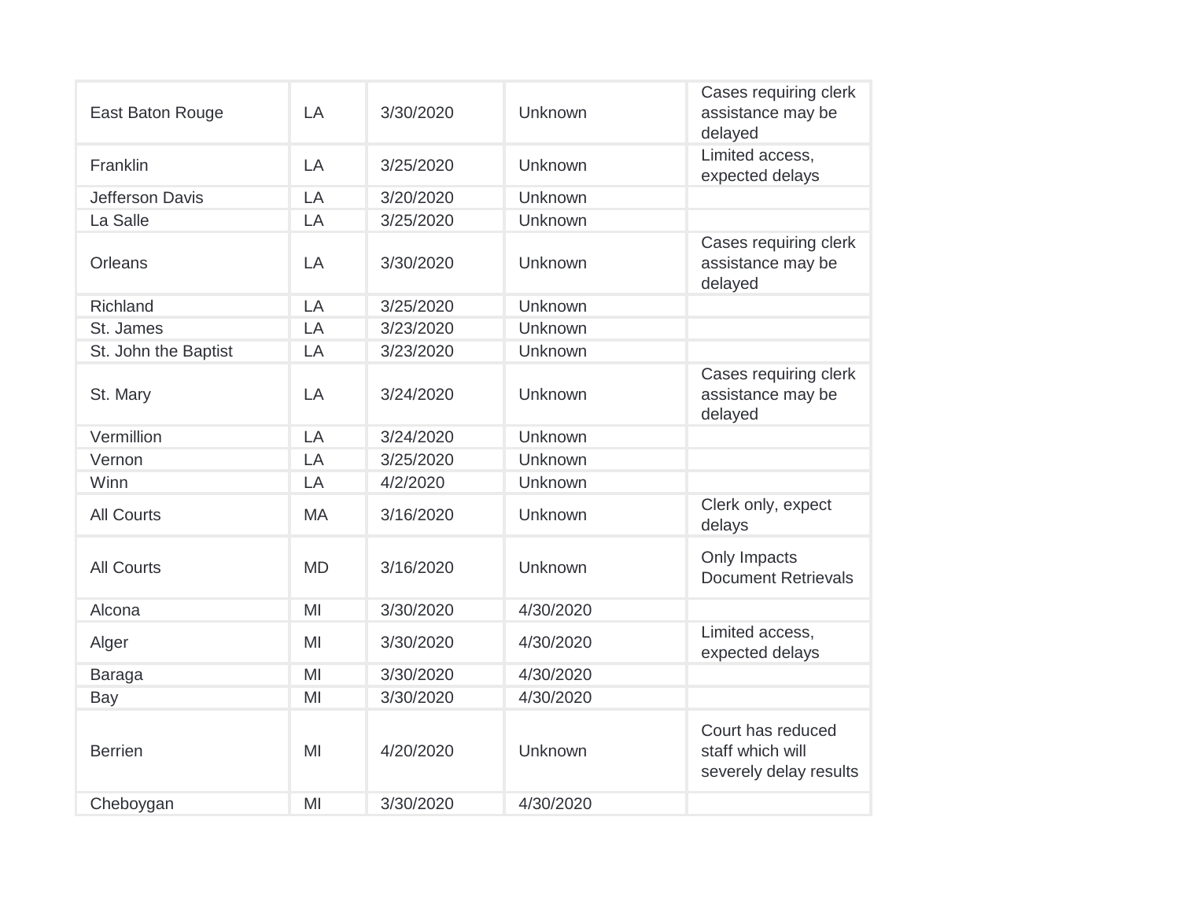| | | | | |
|---|---|---|---|---|
| East Baton Rouge | LA | 3/30/2020 | Unknown | Cases requiring clerk assistance may be delayed |
| Franklin | LA | 3/25/2020 | Unknown | Limited access, expected delays |
| Jefferson Davis | LA | 3/20/2020 | Unknown | |
| La Salle | LA | 3/25/2020 | Unknown | |
| Orleans | LA | 3/30/2020 | Unknown | Cases requiring clerk assistance may be delayed |
| Richland | LA | 3/25/2020 | Unknown | |
| St. James | LA | 3/23/2020 | Unknown | |
| St. John the Baptist | LA | 3/23/2020 | Unknown | |
| St. Mary | LA | 3/24/2020 | Unknown | Cases requiring clerk assistance may be delayed |
| Vermillion | LA | 3/24/2020 | Unknown | |
| Vernon | LA | 3/25/2020 | Unknown | |
| Winn | LA | 4/2/2020 | Unknown | |
| All Courts | MA | 3/16/2020 | Unknown | Clerk only, expect delays |
| All Courts | MD | 3/16/2020 | Unknown | Only Impacts Document Retrievals |
| Alcona | MI | 3/30/2020 | 4/30/2020 | |
| Alger | MI | 3/30/2020 | 4/30/2020 | Limited access, expected delays |
| Baraga | MI | 3/30/2020 | 4/30/2020 | |
| Bay | MI | 3/30/2020 | 4/30/2020 | |
| Berrien | MI | 4/20/2020 | Unknown | Court has reduced staff which will severely delay results |
| Cheboygan | MI | 3/30/2020 | 4/30/2020 | |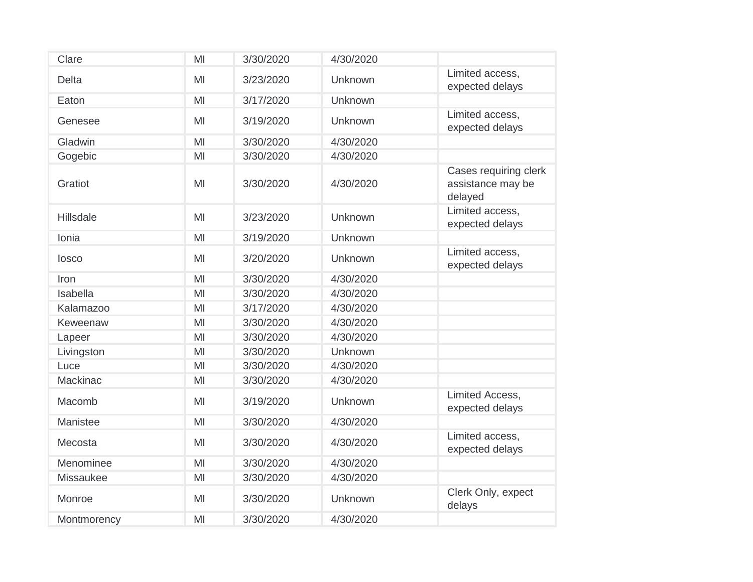| | | | | |
|---|---|---|---|---|
| Clare | MI | 3/30/2020 | 4/30/2020 | |
| Delta | MI | 3/23/2020 | Unknown | Limited access, expected delays |
| Eaton | MI | 3/17/2020 | Unknown | |
| Genesee | MI | 3/19/2020 | Unknown | Limited access, expected delays |
| Gladwin | MI | 3/30/2020 | 4/30/2020 | |
| Gogebic | MI | 3/30/2020 | 4/30/2020 | |
| Gratiot | MI | 3/30/2020 | 4/30/2020 | Cases requiring clerk assistance may be delayed |
| Hillsdale | MI | 3/23/2020 | Unknown | Limited access, expected delays |
| Ionia | MI | 3/19/2020 | Unknown | |
| Iosco | MI | 3/20/2020 | Unknown | Limited access, expected delays |
| Iron | MI | 3/30/2020 | 4/30/2020 | |
| Isabella | MI | 3/30/2020 | 4/30/2020 | |
| Kalamazoo | MI | 3/17/2020 | 4/30/2020 | |
| Keweenaw | MI | 3/30/2020 | 4/30/2020 | |
| Lapeer | MI | 3/30/2020 | 4/30/2020 | |
| Livingston | MI | 3/30/2020 | Unknown | |
| Luce | MI | 3/30/2020 | 4/30/2020 | |
| Mackinac | MI | 3/30/2020 | 4/30/2020 | |
| Macomb | MI | 3/19/2020 | Unknown | Limited Access, expected delays |
| Manistee | MI | 3/30/2020 | 4/30/2020 | |
| Mecosta | MI | 3/30/2020 | 4/30/2020 | Limited access, expected delays |
| Menominee | MI | 3/30/2020 | 4/30/2020 | |
| Missaukee | MI | 3/30/2020 | 4/30/2020 | |
| Monroe | MI | 3/30/2020 | Unknown | Clerk Only, expect delays |
| Montmorency | MI | 3/30/2020 | 4/30/2020 | |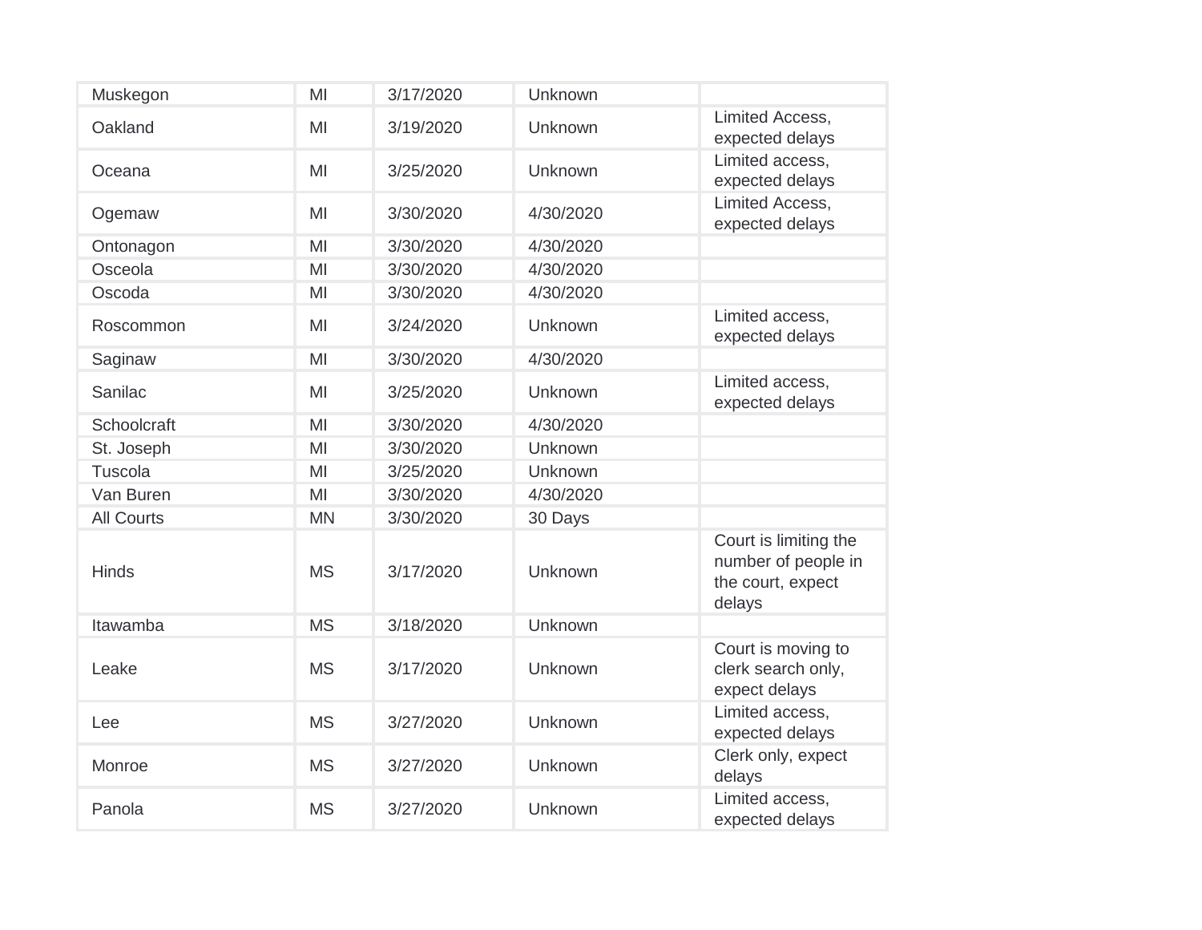| Muskegon | MI | 3/17/2020 | Unknown | |
|---|---|---|---|---|
| Oakland | MI | 3/19/2020 | Unknown | Limited Access, expected delays |
| Oceana | MI | 3/25/2020 | Unknown | Limited access, expected delays |
| Ogemaw | MI | 3/30/2020 | 4/30/2020 | Limited Access, expected delays |
| Ontonagon | MI | 3/30/2020 | 4/30/2020 | |
| Osceola | MI | 3/30/2020 | 4/30/2020 | |
| Oscoda | MI | 3/30/2020 | 4/30/2020 | |
| Roscommon | MI | 3/24/2020 | Unknown | Limited access, expected delays |
| Saginaw | MI | 3/30/2020 | 4/30/2020 | |
| Sanilac | MI | 3/25/2020 | Unknown | Limited access, expected delays |
| Schoolcraft | MI | 3/30/2020 | 4/30/2020 | |
| St. Joseph | MI | 3/30/2020 | Unknown | |
| Tuscola | MI | 3/25/2020 | Unknown | |
| Van Buren | MI | 3/30/2020 | 4/30/2020 | |
| All Courts | MN | 3/30/2020 | 30 Days | |
| Hinds | MS | 3/17/2020 | Unknown | Court is limiting the number of people in the court, expect delays |
| Itawamba | MS | 3/18/2020 | Unknown | |
| Leake | MS | 3/17/2020 | Unknown | Court is moving to clerk search only, expect delays |
| Lee | MS | 3/27/2020 | Unknown | Limited access, expected delays |
| Monroe | MS | 3/27/2020 | Unknown | Clerk only, expect delays |
| Panola | MS | 3/27/2020 | Unknown | Limited access, expected delays |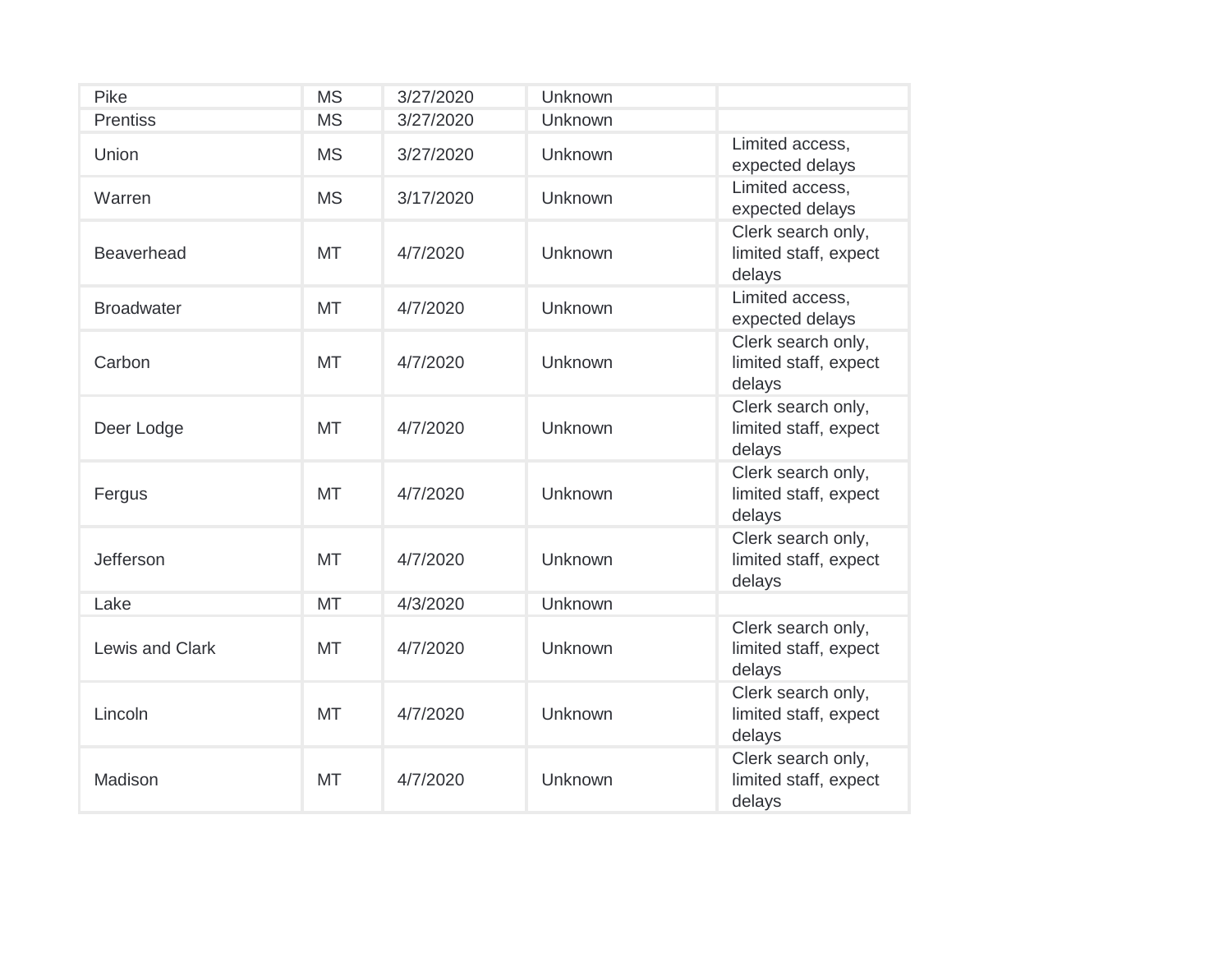| | | | | |
|---|---|---|---|---|
| Pike | MS | 3/27/2020 | Unknown | |
| Prentiss | MS | 3/27/2020 | Unknown | |
| Union | MS | 3/27/2020 | Unknown | Limited access, expected delays |
| Warren | MS | 3/17/2020 | Unknown | Limited access, expected delays |
| Beaverhead | MT | 4/7/2020 | Unknown | Clerk search only, limited staff, expect delays |
| Broadwater | MT | 4/7/2020 | Unknown | Limited access, expected delays |
| Carbon | MT | 4/7/2020 | Unknown | Clerk search only, limited staff, expect delays |
| Deer Lodge | MT | 4/7/2020 | Unknown | Clerk search only, limited staff, expect delays |
| Fergus | MT | 4/7/2020 | Unknown | Clerk search only, limited staff, expect delays |
| Jefferson | MT | 4/7/2020 | Unknown | Clerk search only, limited staff, expect delays |
| Lake | MT | 4/3/2020 | Unknown | |
| Lewis and Clark | MT | 4/7/2020 | Unknown | Clerk search only, limited staff, expect delays |
| Lincoln | MT | 4/7/2020 | Unknown | Clerk search only, limited staff, expect delays |
| Madison | MT | 4/7/2020 | Unknown | Clerk search only, limited staff, expect delays |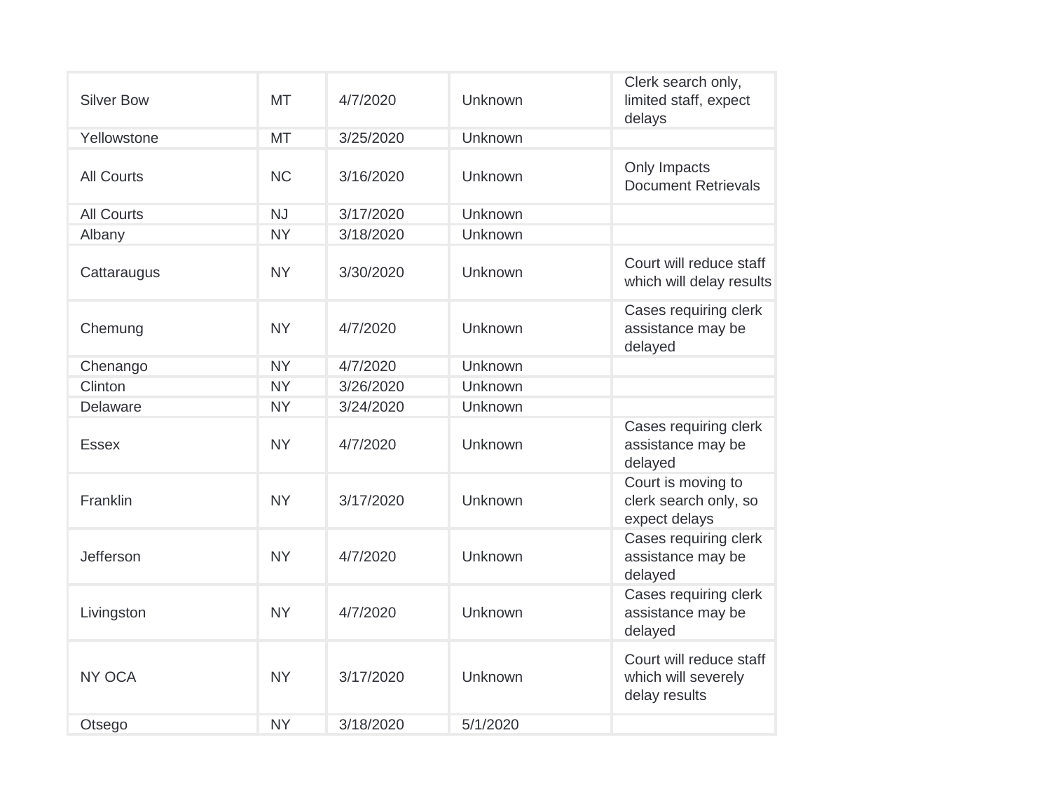| | | | | |
|---|---|---|---|---|
| Silver Bow | MT | 4/7/2020 | Unknown | Clerk search only, limited staff, expect delays |
| Yellowstone | MT | 3/25/2020 | Unknown | |
| All Courts | NC | 3/16/2020 | Unknown | Only Impacts Document Retrievals |
| All Courts | NJ | 3/17/2020 | Unknown | |
| Albany | NY | 3/18/2020 | Unknown | |
| Cattaraugus | NY | 3/30/2020 | Unknown | Court will reduce staff which will delay results |
| Chemung | NY | 4/7/2020 | Unknown | Cases requiring clerk assistance may be delayed |
| Chenango | NY | 4/7/2020 | Unknown | |
| Clinton | NY | 3/26/2020 | Unknown | |
| Delaware | NY | 3/24/2020 | Unknown | |
| Essex | NY | 4/7/2020 | Unknown | Cases requiring clerk assistance may be delayed |
| Franklin | NY | 3/17/2020 | Unknown | Court is moving to clerk search only, so expect delays |
| Jefferson | NY | 4/7/2020 | Unknown | Cases requiring clerk assistance may be delayed |
| Livingston | NY | 4/7/2020 | Unknown | Cases requiring clerk assistance may be delayed |
| NY OCA | NY | 3/17/2020 | Unknown | Court will reduce staff which will severely delay results |
| Otsego | NY | 3/18/2020 | 5/1/2020 | |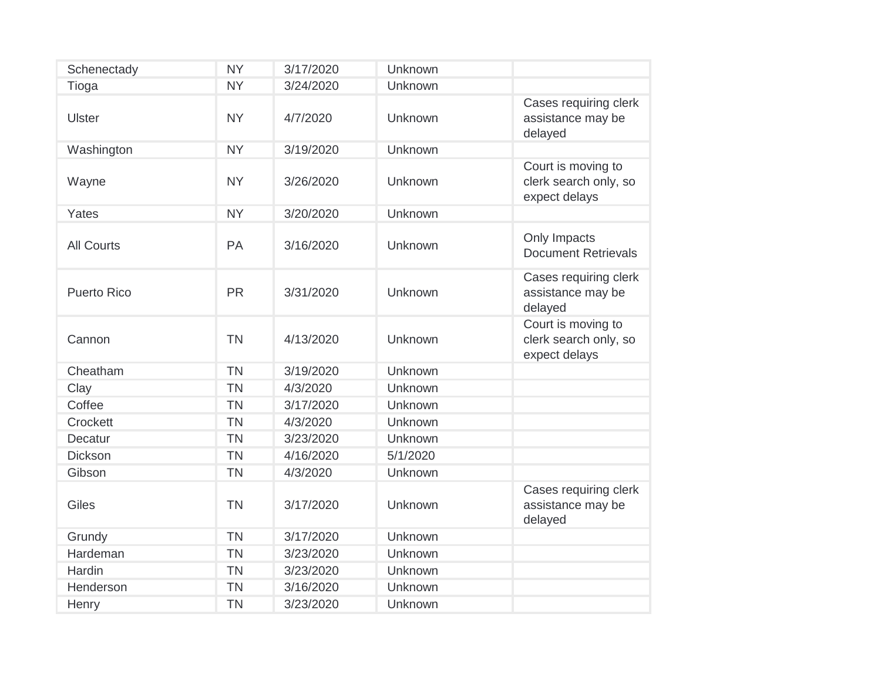| | | | | |
|---|---|---|---|---|
| Schenectady | NY | 3/17/2020 | Unknown | |
| Tioga | NY | 3/24/2020 | Unknown | |
| Ulster | NY | 4/7/2020 | Unknown | Cases requiring clerk assistance may be delayed |
| Washington | NY | 3/19/2020 | Unknown | |
| Wayne | NY | 3/26/2020 | Unknown | Court is moving to clerk search only, so expect delays |
| Yates | NY | 3/20/2020 | Unknown | |
| All Courts | PA | 3/16/2020 | Unknown | Only Impacts Document Retrievals |
| Puerto Rico | PR | 3/31/2020 | Unknown | Cases requiring clerk assistance may be delayed |
| Cannon | TN | 4/13/2020 | Unknown | Court is moving to clerk search only, so expect delays |
| Cheatham | TN | 3/19/2020 | Unknown | |
| Clay | TN | 4/3/2020 | Unknown | |
| Coffee | TN | 3/17/2020 | Unknown | |
| Crockett | TN | 4/3/2020 | Unknown | |
| Decatur | TN | 3/23/2020 | Unknown | |
| Dickson | TN | 4/16/2020 | 5/1/2020 | |
| Gibson | TN | 4/3/2020 | Unknown | |
| Giles | TN | 3/17/2020 | Unknown | Cases requiring clerk assistance may be delayed |
| Grundy | TN | 3/17/2020 | Unknown | |
| Hardeman | TN | 3/23/2020 | Unknown | |
| Hardin | TN | 3/23/2020 | Unknown | |
| Henderson | TN | 3/16/2020 | Unknown | |
| Henry | TN | 3/23/2020 | Unknown | |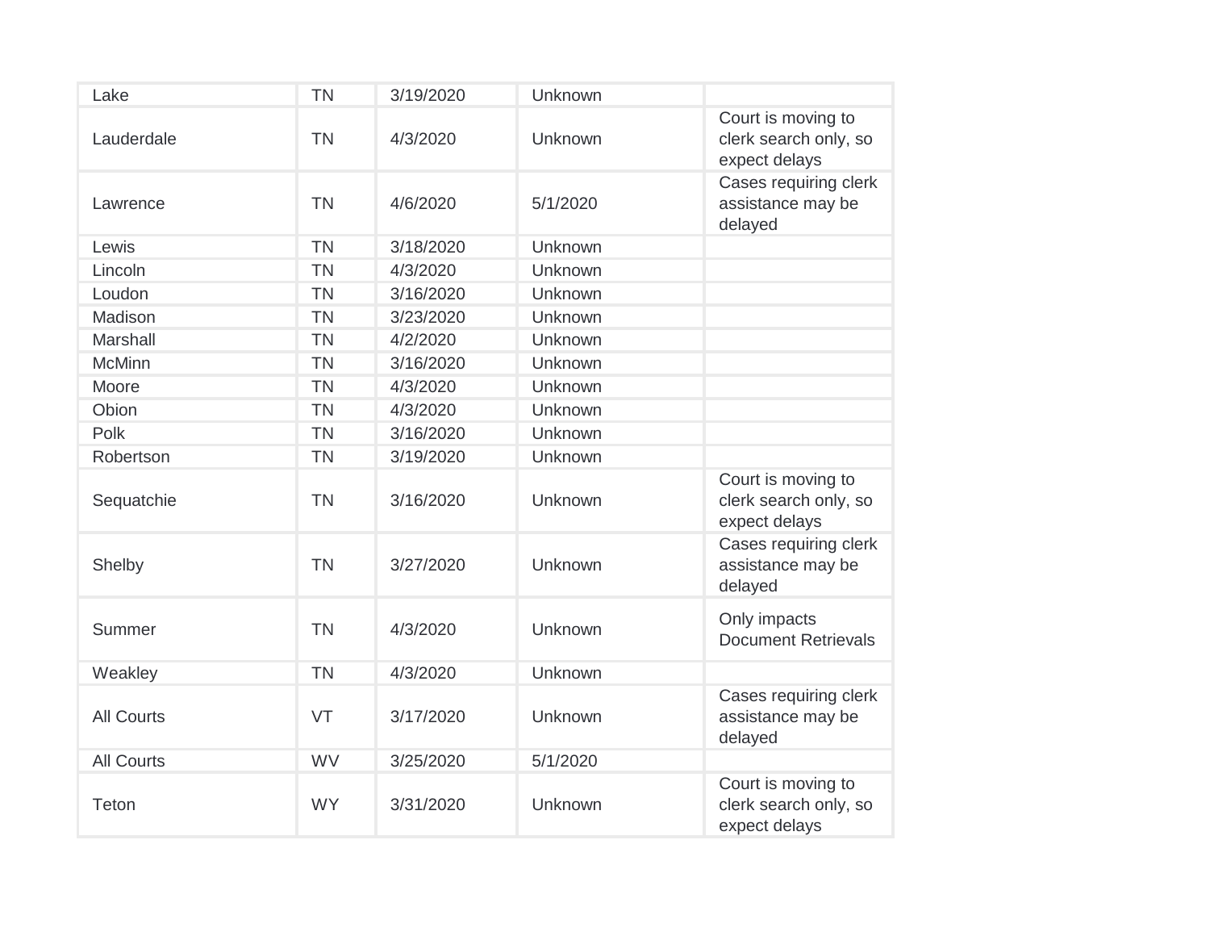| Lake | TN | 3/19/2020 | Unknown | |
|---|---|---|---|---|
| Lauderdale | TN | 4/3/2020 | Unknown | Court is moving to clerk search only, so expect delays |
| Lawrence | TN | 4/6/2020 | 5/1/2020 | Cases requiring clerk assistance may be delayed |
| Lewis | TN | 3/18/2020 | Unknown | |
| Lincoln | TN | 4/3/2020 | Unknown | |
| Loudon | TN | 3/16/2020 | Unknown | |
| Madison | TN | 3/23/2020 | Unknown | |
| Marshall | TN | 4/2/2020 | Unknown | |
| McMinn | TN | 3/16/2020 | Unknown | |
| Moore | TN | 4/3/2020 | Unknown | |
| Obion | TN | 4/3/2020 | Unknown | |
| Polk | TN | 3/16/2020 | Unknown | |
| Robertson | TN | 3/19/2020 | Unknown | |
| Sequatchie | TN | 3/16/2020 | Unknown | Court is moving to clerk search only, so expect delays |
| Shelby | TN | 3/27/2020 | Unknown | Cases requiring clerk assistance may be delayed |
| Summer | TN | 4/3/2020 | Unknown | Only impacts Document Retrievals |
| Weakley | TN | 4/3/2020 | Unknown | |
| All Courts | VT | 3/17/2020 | Unknown | Cases requiring clerk assistance may be delayed |
| All Courts | WV | 3/25/2020 | 5/1/2020 | |
| Teton | WY | 3/31/2020 | Unknown | Court is moving to clerk search only, so expect delays |